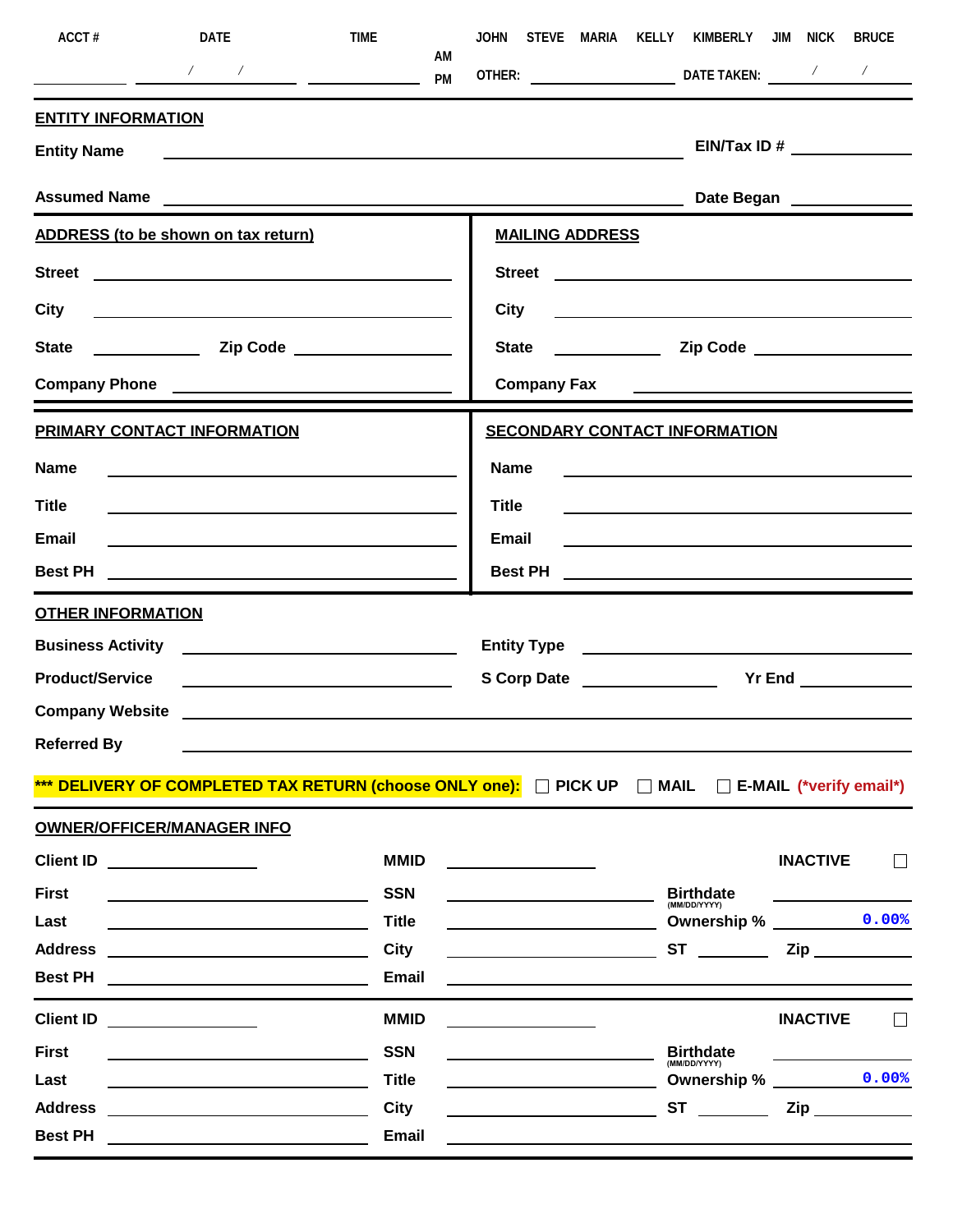ACCT # ____ DATE ___ / ___ / ___ TIME ____ AM PM

JOHN STEVE MARIA KELLY KIMBERLY JIM NICK BRUCE

OTHER: ____ DATE TAKEN: ___ / ___ / ___

## ENTITY INFORMATION

**Entity Name** ____ **EIN/Tax ID #** ____

**Assumed Name** ____ **Date Began** ____

## ADDRESS (to be shown on tax return)

**Street** ____

**City** ____

**State** ____ **Zip Code** ____

**Company Phone** ____

## MAILING ADDRESS

**Street** ____

**City** ____

**State** ____ **Zip Code** ____

**Company Fax** ____

## PRIMARY CONTACT INFORMATION

**Name** ____

**Title** ____

**Email** ____

**Best PH** ____

## SECONDARY CONTACT INFORMATION

**Name** ____

**Title** ____

**Email** ____

**Best PH** ____

## OTHER INFORMATION

**Business Activity** ____ **Entity Type** ____

**Product/Service** ____ **S Corp Date** ____ **Yr End** ____

**Company Website** ____

**Referred By** ____

**\*\*\* DELIVERY OF COMPLETED TAX RETURN (choose ONLY one):** ☐ **PICK UP** ☐ **MAIL** ☐ **E-MAIL** **(\*verify email\*)**

## OWNER/OFFICER/MANAGER INFO

**Client ID** ____ **MMID** ____ **INACTIVE** ☐

**First** ____ **SSN** ____ **Birthdate** (MM/DD/YYYY) ____

**Last** ____ **Title** ____ **Ownership %** 0.00%

**Address** ____ **City** ____ **ST** ____ **Zip** ____

**Best PH** ____ **Email** ____

---

**Client ID** ____ **MMID** ____ **INACTIVE** ☐

**First** ____ **SSN** ____ **Birthdate** (MM/DD/YYYY) ____

**Last** ____ **Title** ____ **Ownership %** 0.00%

**Address** ____ **City** ____ **ST** ____ **Zip** ____

**Best PH** ____ **Email** ____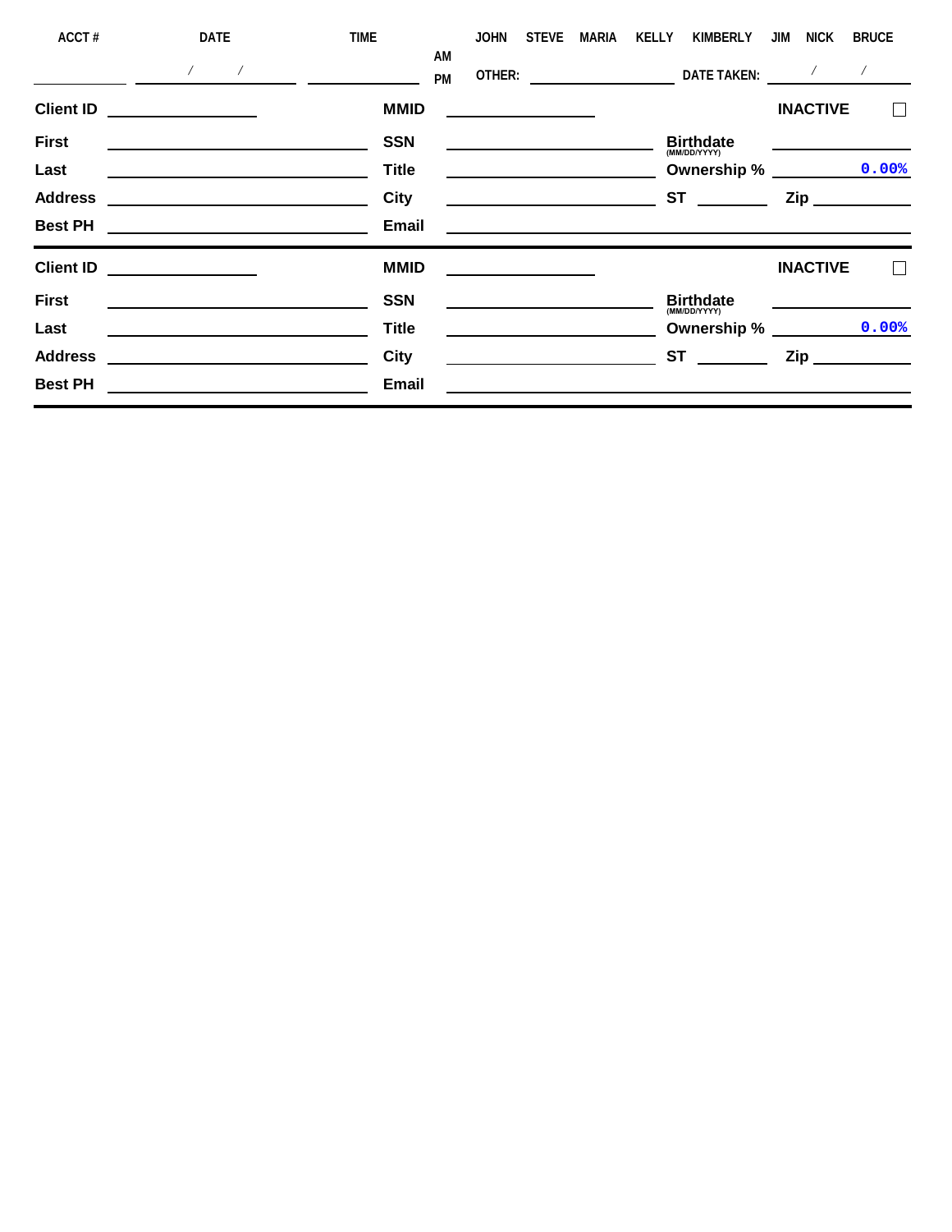| ACCT # | DATE | TIME | | JOHN | STEVE | MARIA | KELLY | KIMBERLY | JIM | NICK | BRUCE |
|---|---|---|---|---|---|---|---|---|---|---|---|
| | / / | | AM PM | OTHER: | | | | DATE TAKEN: | / / | | |

**Client ID** ______ **MMID** ______ **INACTIVE** ☐

| | | | | | |
|---|---|---|---|---|---|
| **First** | | **SSN** | | **Birthdate** (MM/DD/YYYY) | |
| **Last** | | **Title** | | **Ownership %** | 0.00% |
| **Address** | | **City** | | **ST** | **Zip** |
| **Best PH** | | **Email** | | | |

---

**Client ID** ______ **MMID** ______ **INACTIVE** ☐

| | | | | | |
|---|---|---|---|---|---|
| **First** | | **SSN** | | **Birthdate** (MM/DD/YYYY) | |
| **Last** | | **Title** | | **Ownership %** | 0.00% |
| **Address** | | **City** | | **ST** | **Zip** |
| **Best PH** | | **Email** | | | |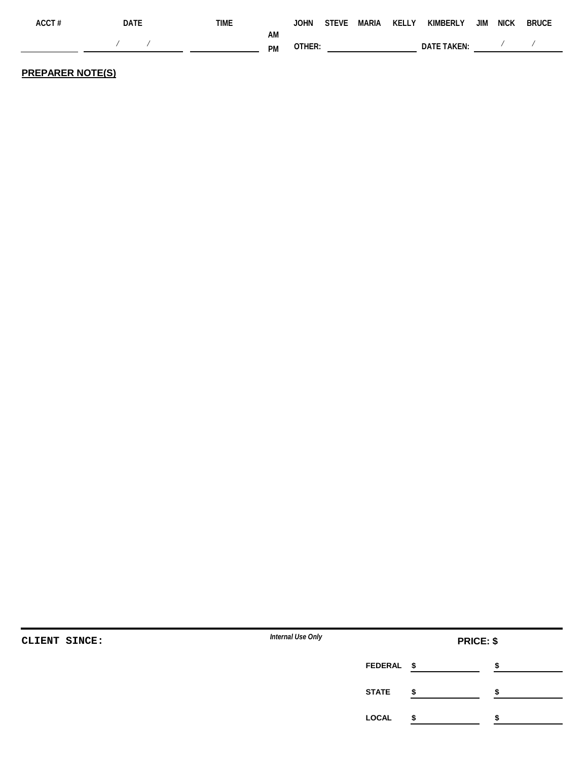| ACCT # | DATE | TIME | | JOHN | STEVE | MARIA | KELLY | KIMBERLY | JIM | NICK | BRUCE |
|---|---|---|---|---|---|---|---|---|---|---|---|
| ________ | / / | ________ | AM PM | OTHER: ________ | | | | DATE TAKEN: / / | | | |

**PREPARER NOTE(S)**

---

**CLIENT SINCE:**

*Internal Use Only*

**PRICE: $**

| | | |
|---|---|---|
| **FEDERAL** | $ ________ | $ ________ |
| **STATE** | $ ________ | $ ________ |
| **LOCAL** | $ ________ | $ ________ |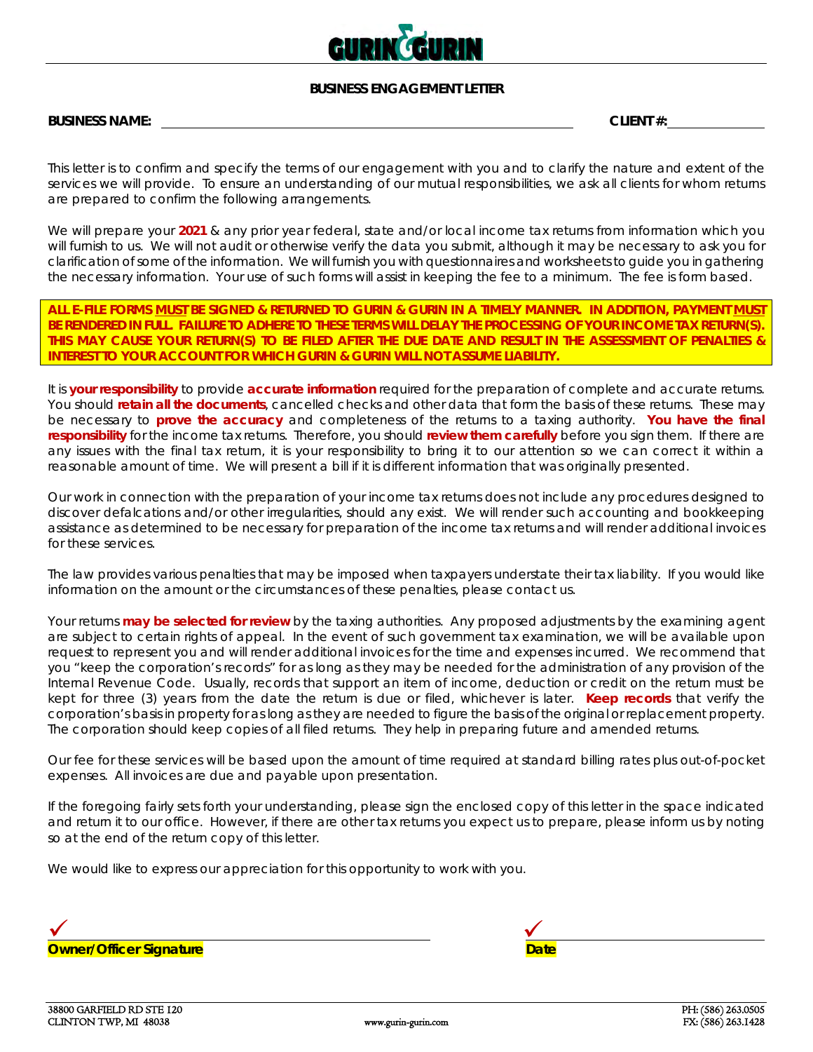GURIN & GURIN

# BUSINESS ENGAGEMENT LETTER

**BUSINESS NAME:** ______________________________ **CLIENT #:** ____________

This letter is to confirm and specify the terms of our engagement with you and to clarify the nature and extent of the services we will provide. To ensure an understanding of our mutual responsibilities, we ask all clients for whom returns are prepared to confirm the following arrangements.

We will prepare your **2021** & any prior year federal, state and/or local income tax returns from information which you will furnish to us. We will not audit or otherwise verify the data you submit, although it may be necessary to ask you for clarification of some of the information. We will furnish you with questionnaires and worksheets to guide you in gathering the necessary information. Your use of such forms will assist in keeping the fee to a minimum. The fee is form based.

**ALL E-FILE FORMS MUST BE SIGNED & RETURNED TO GURIN & GURIN IN A TIMELY MANNER. IN ADDITION, PAYMENT MUST BE RENDERED IN FULL. FAILURE TO ADHERE TO THESE TERMS WILL DELAY THE PROCESSING OF YOUR INCOME TAX RETURN(S). THIS MAY CAUSE YOUR RETURN(S) TO BE FILED AFTER THE DUE DATE AND RESULT IN THE ASSESSMENT OF PENALTIES & INTEREST TO YOUR ACCOUNT FOR WHICH GURIN & GURIN WILL NOT ASSUME LIABILITY.**

It is **your responsibility** to provide **accurate information** required for the preparation of complete and accurate returns. You should **retain all the documents**, cancelled checks and other data that form the basis of these returns. These may be necessary to **prove the accuracy** and completeness of the returns to a taxing authority. **You have the final responsibility** for the income tax returns. Therefore, you should **review them carefully** before you sign them. If there are any issues with the final tax return, it is your responsibility to bring it to our attention so we can correct it within a reasonable amount of time. We will present a bill if it is different information that was originally presented.

Our work in connection with the preparation of your income tax returns does not include any procedures designed to discover defalcations and/or other irregularities, should any exist. We will render such accounting and bookkeeping assistance as determined to be necessary for preparation of the income tax returns and will render additional invoices for these services.

The law provides various penalties that may be imposed when taxpayers understate their tax liability. If you would like information on the amount or the circumstances of these penalties, please contact us.

Your returns **may be selected for review** by the taxing authorities. Any proposed adjustments by the examining agent are subject to certain rights of appeal. In the event of such government tax examination, we will be available upon request to represent you and will render additional invoices for the time and expenses incurred. We recommend that you "keep the corporation's records" for as long as they may be needed for the administration of any provision of the Internal Revenue Code. Usually, records that support an item of income, deduction or credit on the return must be kept for three (3) years from the date the return is due or filed, whichever is later. **Keep records** that verify the corporation's basis in property for as long as they are needed to figure the basis of the original or replacement property. The corporation should keep copies of all filed returns. They help in preparing future and amended returns.

Our fee for these services will be based upon the amount of time required at standard billing rates plus out-of-pocket expenses. All invoices are due and payable upon presentation.

If the foregoing fairly sets forth your understanding, please sign the enclosed copy of this letter in the space indicated and return it to our office. However, if there are other tax returns you expect us to prepare, please inform us by noting so at the end of the return copy of this letter.

We would like to express our appreciation for this opportunity to work with you.

✓ ______________________________ ✓ ______________________________
**Owner/Officer Signature** **Date**

38800 GARFIELD RD STE 120
CLINTON TWP, MI 48038
www.gurin-gurin.com
PH: (586) 263.0505
FX: (586) 263.1428